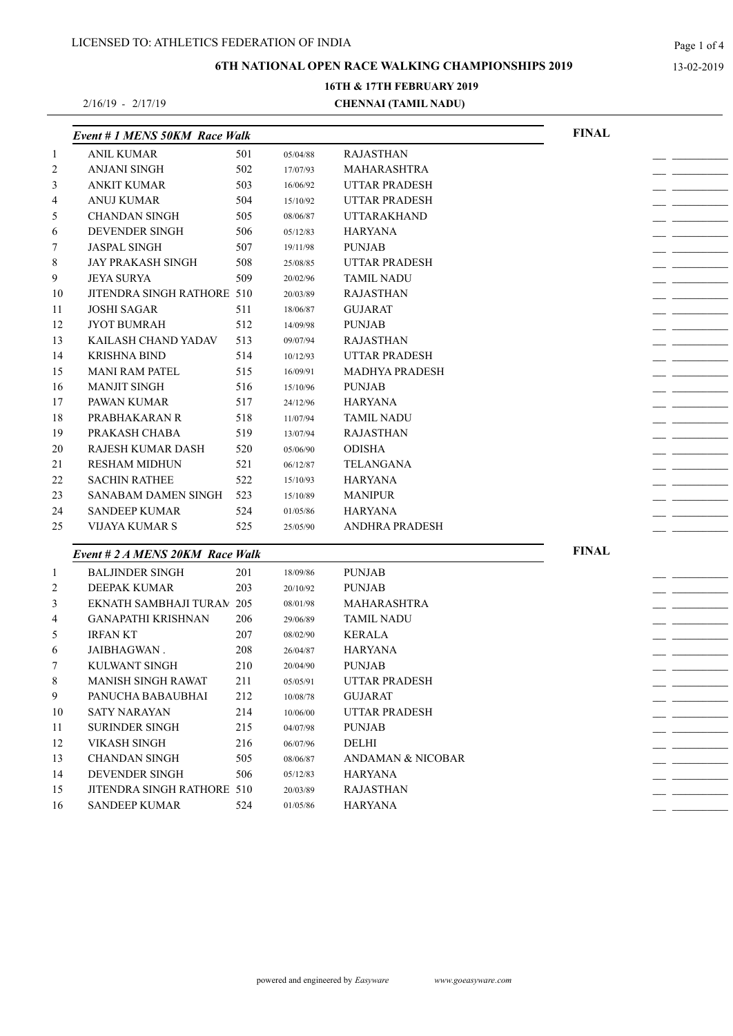LICENSED TO: ATHLETICS FEDERATION OF INDIA

## 6TH NATIONAL OPEN RACE WALKING CHAMPIONSHIPS 2019

13-02-2019

**16TH & 17TH FEBRUARY 2019**

2/16/19 - 2/17/19 **CHENNAI (TAMIL NADU)**

### *Event # 1 MENS 50KM Race Walk* — FINAL

| | Name | Bib | DOB | State |
|---|---|---|---|---|
| 1 | ANIL KUMAR | 501 | 05/04/88 | RAJASTHAN |
| 2 | ANJANI SINGH | 502 | 17/07/93 | MAHARASHTRA |
| 3 | ANKIT KUMAR | 503 | 16/06/92 | UTTAR PRADESH |
| 4 | ANUJ KUMAR | 504 | 15/10/92 | UTTAR PRADESH |
| 5 | CHANDAN SINGH | 505 | 08/06/87 | UTTARAKHAND |
| 6 | DEVENDER SINGH | 506 | 05/12/83 | HARYANA |
| 7 | JASPAL SINGH | 507 | 19/11/98 | PUNJAB |
| 8 | JAY PRAKASH SINGH | 508 | 25/08/85 | UTTAR PRADESH |
| 9 | JEYA SURYA | 509 | 20/02/96 | TAMIL NADU |
| 10 | JITENDRA SINGH RATHORE | 510 | 20/03/89 | RAJASTHAN |
| 11 | JOSHI SAGAR | 511 | 18/06/87 | GUJARAT |
| 12 | JYOT BUMRAH | 512 | 14/09/98 | PUNJAB |
| 13 | KAILASH CHAND YADAV | 513 | 09/07/94 | RAJASTHAN |
| 14 | KRISHNA BIND | 514 | 10/12/93 | UTTAR PRADESH |
| 15 | MANI RAM PATEL | 515 | 16/09/91 | MADHYA PRADESH |
| 16 | MANJIT SINGH | 516 | 15/10/96 | PUNJAB |
| 17 | PAWAN KUMAR | 517 | 24/12/96 | HARYANA |
| 18 | PRABHAKARAN R | 518 | 11/07/94 | TAMIL NADU |
| 19 | PRAKASH CHABA | 519 | 13/07/94 | RAJASTHAN |
| 20 | RAJESH KUMAR DASH | 520 | 05/06/90 | ODISHA |
| 21 | RESHAM MIDHUN | 521 | 06/12/87 | TELANGANA |
| 22 | SACHIN RATHEE | 522 | 15/10/93 | HARYANA |
| 23 | SANABAM DAMEN SINGH | 523 | 15/10/89 | MANIPUR |
| 24 | SANDEEP KUMAR | 524 | 01/05/86 | HARYANA |
| 25 | VIJAYA KUMAR S | 525 | 25/05/90 | ANDHRA PRADESH |

### *Event # 2 A MENS 20KM Race Walk* — FINAL

| | Name | Bib | DOB | State |
|---|---|---|---|---|
| 1 | BALJINDER SINGH | 201 | 18/09/86 | PUNJAB |
| 2 | DEEPAK KUMAR | 203 | 20/10/92 | PUNJAB |
| 3 | EKNATH SAMBHAJI TURAM | 205 | 08/01/98 | MAHARASHTRA |
| 4 | GANAPATHI KRISHNAN | 206 | 29/06/89 | TAMIL NADU |
| 5 | IRFAN KT | 207 | 08/02/90 | KERALA |
| 6 | JAIBHAGWAN . | 208 | 26/04/87 | HARYANA |
| 7 | KULWANT SINGH | 210 | 20/04/90 | PUNJAB |
| 8 | MANISH SINGH RAWAT | 211 | 05/05/91 | UTTAR PRADESH |
| 9 | PANUCHA BABAUBHAI | 212 | 10/08/78 | GUJARAT |
| 10 | SATY NARAYAN | 214 | 10/06/00 | UTTAR PRADESH |
| 11 | SURINDER SINGH | 215 | 04/07/98 | PUNJAB |
| 12 | VIKASH SINGH | 216 | 06/07/96 | DELHI |
| 13 | CHANDAN SINGH | 505 | 08/06/87 | ANDAMAN & NICOBAR |
| 14 | DEVENDER SINGH | 506 | 05/12/83 | HARYANA |
| 15 | JITENDRA SINGH RATHORE | 510 | 20/03/89 | RAJASTHAN |
| 16 | SANDEEP KUMAR | 524 | 01/05/86 | HARYANA |

powered and engineered by *Easyware* *www.goeasyware.com*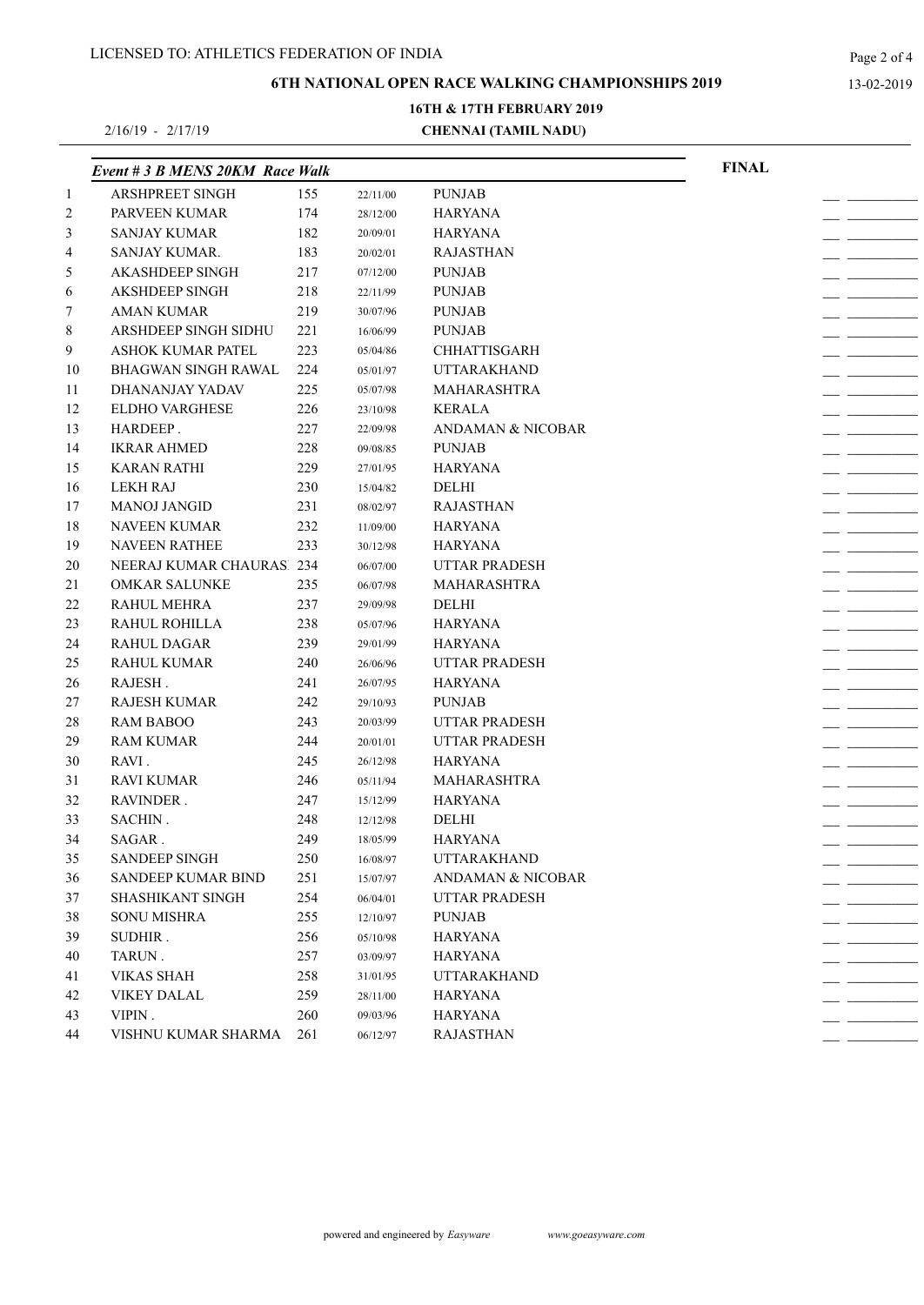LICENSED TO: ATHLETICS FEDERATION OF INDIA

**6TH NATIONAL OPEN RACE WALKING CHAMPIONSHIPS 2019**

13-02-2019

**16TH & 17TH FEBRUARY 2019**

2/16/19 - 2/17/19 **CHENNAI (TAMIL NADU)**

***Event # 3 B MENS 20KM Race Walk*** **FINAL**

| | | | | | |
|---|---|---|---|---|---|
| 1 | ARSHPREET SINGH | 155 | 22/11/00 | PUNJAB | __ ________ |
| 2 | PARVEEN KUMAR | 174 | 28/12/00 | HARYANA | __ ________ |
| 3 | SANJAY KUMAR | 182 | 20/09/01 | HARYANA | __ ________ |
| 4 | SANJAY KUMAR. | 183 | 20/02/01 | RAJASTHAN | __ ________ |
| 5 | AKASHDEEP SINGH | 217 | 07/12/00 | PUNJAB | __ ________ |
| 6 | AKSHDEEP SINGH | 218 | 22/11/99 | PUNJAB | __ ________ |
| 7 | AMAN KUMAR | 219 | 30/07/96 | PUNJAB | __ ________ |
| 8 | ARSHDEEP SINGH SIDHU | 221 | 16/06/99 | PUNJAB | __ ________ |
| 9 | ASHOK KUMAR PATEL | 223 | 05/04/86 | CHHATTISGARH | __ ________ |
| 10 | BHAGWAN SINGH RAWAL | 224 | 05/01/97 | UTTARAKHAND | __ ________ |
| 11 | DHANANJAY YADAV | 225 | 05/07/98 | MAHARASHTRA | __ ________ |
| 12 | ELDHO VARGHESE | 226 | 23/10/98 | KERALA | __ ________ |
| 13 | HARDEEP . | 227 | 22/09/98 | ANDAMAN & NICOBAR | __ ________ |
| 14 | IKRAR AHMED | 228 | 09/08/85 | PUNJAB | __ ________ |
| 15 | KARAN RATHI | 229 | 27/01/95 | HARYANA | __ ________ |
| 16 | LEKH RAJ | 230 | 15/04/82 | DELHI | __ ________ |
| 17 | MANOJ JANGID | 231 | 08/02/97 | RAJASTHAN | __ ________ |
| 18 | NAVEEN KUMAR | 232 | 11/09/00 | HARYANA | __ ________ |
| 19 | NAVEEN RATHEE | 233 | 30/12/98 | HARYANA | __ ________ |
| 20 | NEERAJ KUMAR CHAURAS | 234 | 06/07/00 | UTTAR PRADESH | __ ________ |
| 21 | OMKAR SALUNKE | 235 | 06/07/98 | MAHARASHTRA | __ ________ |
| 22 | RAHUL MEHRA | 237 | 29/09/98 | DELHI | __ ________ |
| 23 | RAHUL ROHILLA | 238 | 05/07/96 | HARYANA | __ ________ |
| 24 | RAHUL DAGAR | 239 | 29/01/99 | HARYANA | __ ________ |
| 25 | RAHUL KUMAR | 240 | 26/06/96 | UTTAR PRADESH | __ ________ |
| 26 | RAJESH . | 241 | 26/07/95 | HARYANA | __ ________ |
| 27 | RAJESH KUMAR | 242 | 29/10/93 | PUNJAB | __ ________ |
| 28 | RAM BABOO | 243 | 20/03/99 | UTTAR PRADESH | __ ________ |
| 29 | RAM KUMAR | 244 | 20/01/01 | UTTAR PRADESH | __ ________ |
| 30 | RAVI . | 245 | 26/12/98 | HARYANA | __ ________ |
| 31 | RAVI KUMAR | 246 | 05/11/94 | MAHARASHTRA | __ ________ |
| 32 | RAVINDER . | 247 | 15/12/99 | HARYANA | __ ________ |
| 33 | SACHIN . | 248 | 12/12/98 | DELHI | __ ________ |
| 34 | SAGAR . | 249 | 18/05/99 | HARYANA | __ ________ |
| 35 | SANDEEP SINGH | 250 | 16/08/97 | UTTARAKHAND | __ ________ |
| 36 | SANDEEP KUMAR BIND | 251 | 15/07/97 | ANDAMAN & NICOBAR | __ ________ |
| 37 | SHASHIKANT SINGH | 254 | 06/04/01 | UTTAR PRADESH | __ ________ |
| 38 | SONU MISHRA | 255 | 12/10/97 | PUNJAB | __ ________ |
| 39 | SUDHIR . | 256 | 05/10/98 | HARYANA | __ ________ |
| 40 | TARUN . | 257 | 03/09/97 | HARYANA | __ ________ |
| 41 | VIKAS SHAH | 258 | 31/01/95 | UTTARAKHAND | __ ________ |
| 42 | VIKEY DALAL | 259 | 28/11/00 | HARYANA | __ ________ |
| 43 | VIPIN . | 260 | 09/03/96 | HARYANA | __ ________ |
| 44 | VISHNU KUMAR SHARMA | 261 | 06/12/97 | RAJASTHAN | __ ________ |

powered and engineered by *Easyware* *www.goeasyware.com*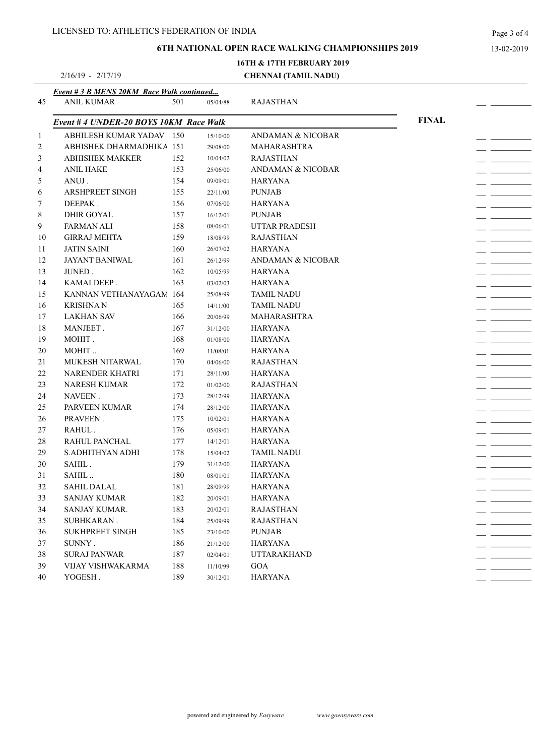LICENSED TO: ATHLETICS FEDERATION OF INDIA

**6TH NATIONAL OPEN RACE WALKING CHAMPIONSHIPS 2019**

13-02-2019

**16TH & 17TH FEBRUARY 2019**

2/16/19 - 2/17/19 **CHENNAI (TAMIL NADU)**

***Event # 3 B MENS 20KM Race Walk continued...***

| | | | | | |
|---|---|---|---|---|---|
| 45 | ANIL KUMAR | 501 | 05/04/88 | RAJASTHAN | __ __________ |

***Event # 4 UNDER-20 BOYS 10KM Race Walk*** **FINAL**

| | | | | | |
|---|---|---|---|---|---|
| 1 | ABHILESH KUMAR YADAV | 150 | 15/10/00 | ANDAMAN & NICOBAR | __ __________ |
| 2 | ABHISHEK DHARMADHIKA | 151 | 29/08/00 | MAHARASHTRA | __ __________ |
| 3 | ABHISHEK MAKKER | 152 | 10/04/02 | RAJASTHAN | __ __________ |
| 4 | ANIL HAKE | 153 | 25/06/00 | ANDAMAN & NICOBAR | __ __________ |
| 5 | ANUJ . | 154 | 09/09/01 | HARYANA | __ __________ |
| 6 | ARSHPREET SINGH | 155 | 22/11/00 | PUNJAB | __ __________ |
| 7 | DEEPAK . | 156 | 07/06/00 | HARYANA | __ __________ |
| 8 | DHIR GOYAL | 157 | 16/12/01 | PUNJAB | __ __________ |
| 9 | FARMAN ALI | 158 | 08/06/01 | UTTAR PRADESH | __ __________ |
| 10 | GIRRAJ MEHTA | 159 | 18/08/99 | RAJASTHAN | __ __________ |
| 11 | JATIN SAINI | 160 | 26/07/02 | HARYANA | __ __________ |
| 12 | JAYANT BANIWAL | 161 | 26/12/99 | ANDAMAN & NICOBAR | __ __________ |
| 13 | JUNED . | 162 | 10/05/99 | HARYANA | __ __________ |
| 14 | KAMALDEEP . | 163 | 03/02/03 | HARYANA | __ __________ |
| 15 | KANNAN VETHANAYAGAM | 164 | 25/08/99 | TAMIL NADU | __ __________ |
| 16 | KRISHNA N | 165 | 14/11/00 | TAMIL NADU | __ __________ |
| 17 | LAKHAN SAV | 166 | 20/06/99 | MAHARASHTRA | __ __________ |
| 18 | MANJEET . | 167 | 31/12/00 | HARYANA | __ __________ |
| 19 | MOHIT . | 168 | 01/08/00 | HARYANA | __ __________ |
| 20 | MOHIT .. | 169 | 11/08/01 | HARYANA | __ __________ |
| 21 | MUKESH NITARWAL | 170 | 04/06/00 | RAJASTHAN | __ __________ |
| 22 | NARENDER KHATRI | 171 | 28/11/00 | HARYANA | __ __________ |
| 23 | NARESH KUMAR | 172 | 01/02/00 | RAJASTHAN | __ __________ |
| 24 | NAVEEN . | 173 | 28/12/99 | HARYANA | __ __________ |
| 25 | PARVEEN KUMAR | 174 | 28/12/00 | HARYANA | __ __________ |
| 26 | PRAVEEN . | 175 | 10/02/01 | HARYANA | __ __________ |
| 27 | RAHUL . | 176 | 05/09/01 | HARYANA | __ __________ |
| 28 | RAHUL PANCHAL | 177 | 14/12/01 | HARYANA | __ __________ |
| 29 | S.ADHITHYAN ADHI | 178 | 15/04/02 | TAMIL NADU | __ __________ |
| 30 | SAHIL . | 179 | 31/12/00 | HARYANA | __ __________ |
| 31 | SAHIL .. | 180 | 08/01/01 | HARYANA | __ __________ |
| 32 | SAHIL DALAL | 181 | 28/09/99 | HARYANA | __ __________ |
| 33 | SANJAY KUMAR | 182 | 20/09/01 | HARYANA | __ __________ |
| 34 | SANJAY KUMAR. | 183 | 20/02/01 | RAJASTHAN | __ __________ |
| 35 | SUBHKARAN . | 184 | 25/09/99 | RAJASTHAN | __ __________ |
| 36 | SUKHPREET SINGH | 185 | 23/10/00 | PUNJAB | __ __________ |
| 37 | SUNNY . | 186 | 21/12/00 | HARYANA | __ __________ |
| 38 | SURAJ PANWAR | 187 | 02/04/01 | UTTARAKHAND | __ __________ |
| 39 | VIJAY VISHWAKARMA | 188 | 11/10/99 | GOA | __ __________ |
| 40 | YOGESH . | 189 | 30/12/01 | HARYANA | __ __________ |

powered and engineered by *Easyware* *www.goeasyware.com*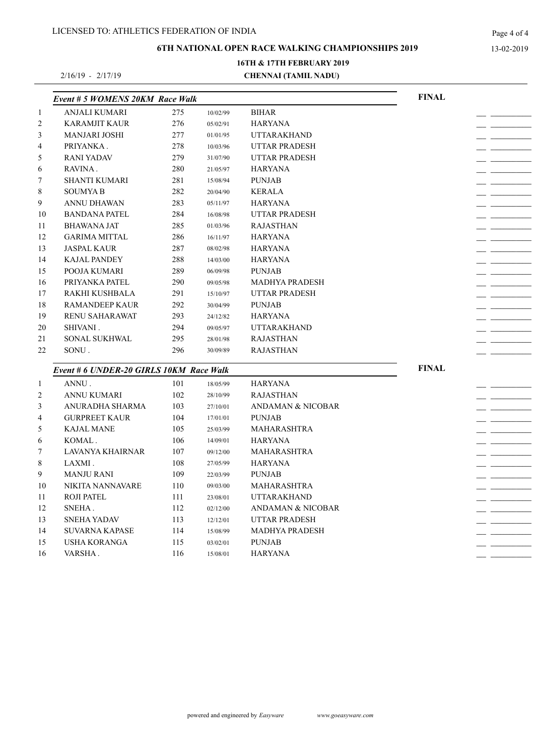### Event # 5 WOMENS 20KM Race Walk

**FINAL**

| | | | | | |
|---|---|---|---|---|---|
| 1 | ANJALI KUMARI | 275 | 10/02/99 | BIHAR | __ ________ |
| 2 | KARAMJIT KAUR | 276 | 05/02/91 | HARYANA | __ ________ |
| 3 | MANJARI JOSHI | 277 | 01/01/95 | UTTARAKHAND | __ ________ |
| 4 | PRIYANKA . | 278 | 10/03/96 | UTTAR PRADESH | __ ________ |
| 5 | RANI YADAV | 279 | 31/07/90 | UTTAR PRADESH | __ ________ |
| 6 | RAVINA . | 280 | 21/05/97 | HARYANA | __ ________ |
| 7 | SHANTI KUMARI | 281 | 15/08/94 | PUNJAB | __ ________ |
| 8 | SOUMYA B | 282 | 20/04/90 | KERALA | __ ________ |
| 9 | ANNU DHAWAN | 283 | 05/11/97 | HARYANA | __ ________ |
| 10 | BANDANA PATEL | 284 | 16/08/98 | UTTAR PRADESH | __ ________ |
| 11 | BHAWANA JAT | 285 | 01/03/96 | RAJASTHAN | __ ________ |
| 12 | GARIMA MITTAL | 286 | 16/11/97 | HARYANA | __ ________ |
| 13 | JASPAL KAUR | 287 | 08/02/98 | HARYANA | __ ________ |
| 14 | KAJAL PANDEY | 288 | 14/03/00 | HARYANA | __ ________ |
| 15 | POOJA KUMARI | 289 | 06/09/98 | PUNJAB | __ ________ |
| 16 | PRIYANKA PATEL | 290 | 09/05/98 | MADHYA PRADESH | __ ________ |
| 17 | RAKHI KUSHBALA | 291 | 15/10/97 | UTTAR PRADESH | __ ________ |
| 18 | RAMANDEEP KAUR | 292 | 30/04/99 | PUNJAB | __ ________ |
| 19 | RENU SAHARAWAT | 293 | 24/12/82 | HARYANA | __ ________ |
| 20 | SHIVANI . | 294 | 09/05/97 | UTTARAKHAND | __ ________ |
| 21 | SONAL SUKHWAL | 295 | 28/01/98 | RAJASTHAN | __ ________ |
| 22 | SONU . | 296 | 30/09/89 | RAJASTHAN | __ ________ |

### Event # 6 UNDER-20 GIRLS 10KM Race Walk

**FINAL**

| | | | | | |
|---|---|---|---|---|---|
| 1 | ANNU . | 101 | 18/05/99 | HARYANA | __ ________ |
| 2 | ANNU KUMARI | 102 | 28/10/99 | RAJASTHAN | __ ________ |
| 3 | ANURADHA SHARMA | 103 | 27/10/01 | ANDAMAN & NICOBAR | __ ________ |
| 4 | GURPREET KAUR | 104 | 17/01/01 | PUNJAB | __ ________ |
| 5 | KAJAL MANE | 105 | 25/03/99 | MAHARASHTRA | __ ________ |
| 6 | KOMAL . | 106 | 14/09/01 | HARYANA | __ ________ |
| 7 | LAVANYA KHAIRNAR | 107 | 09/12/00 | MAHARASHTRA | __ ________ |
| 8 | LAXMI . | 108 | 27/05/99 | HARYANA | __ ________ |
| 9 | MANJU RANI | 109 | 22/03/99 | PUNJAB | __ ________ |
| 10 | NIKITA NANNAVARE | 110 | 09/03/00 | MAHARASHTRA | __ ________ |
| 11 | ROJI PATEL | 111 | 23/08/01 | UTTARAKHAND | __ ________ |
| 12 | SNEHA . | 112 | 02/12/00 | ANDAMAN & NICOBAR | __ ________ |
| 13 | SNEHA YADAV | 113 | 12/12/01 | UTTAR PRADESH | __ ________ |
| 14 | SUVARNA KAPASE | 114 | 15/08/99 | MADHYA PRADESH | __ ________ |
| 15 | USHA KORANGA | 115 | 03/02/01 | PUNJAB | __ ________ |
| 16 | VARSHA . | 116 | 15/08/01 | HARYANA | __ ________ |